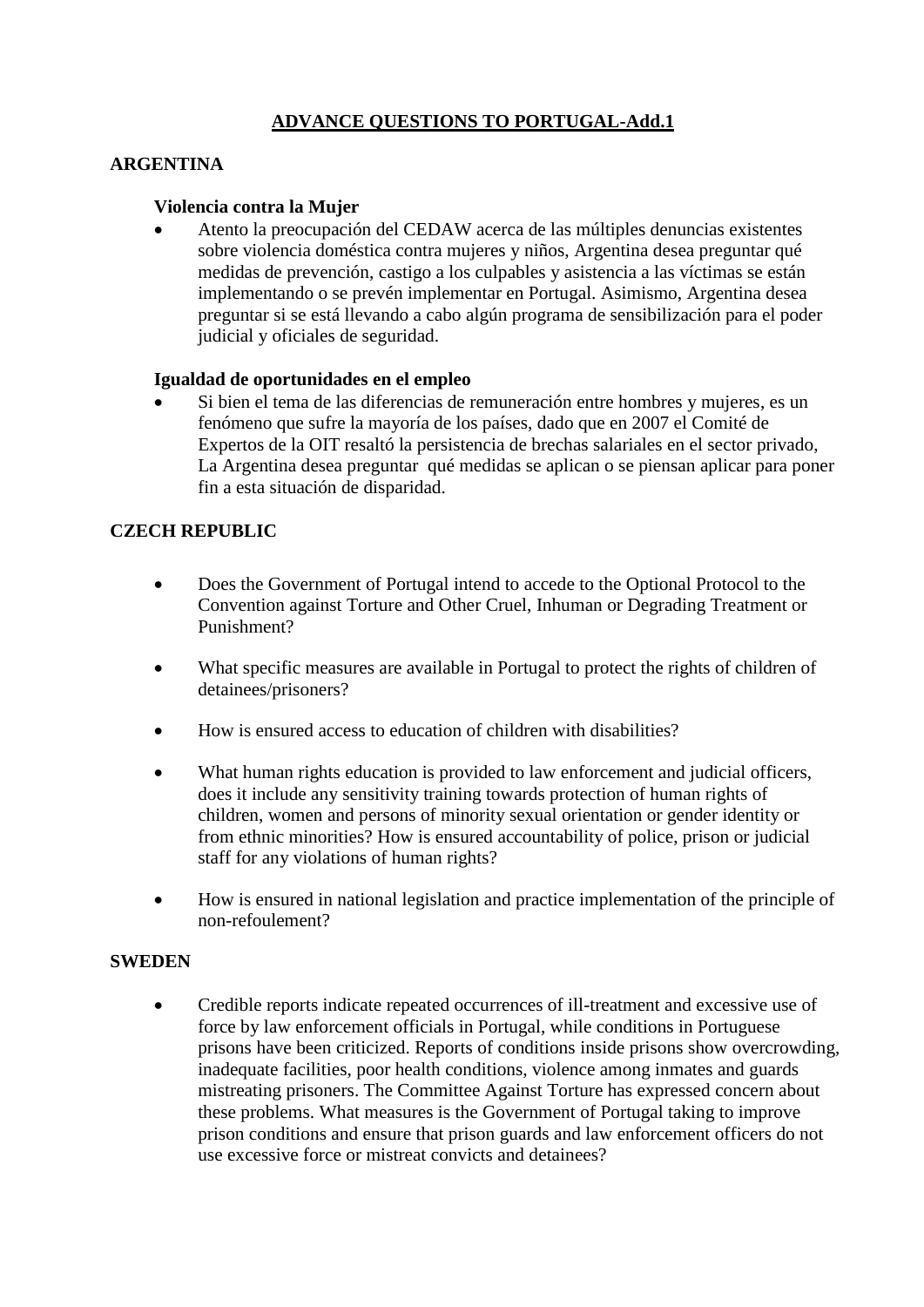# ADVANCE QUESTIONS TO PORTUGAL-Add.1

## ARGENTINA

### Violencia contra la Mujer

- Atento la preocupación del CEDAW acerca de las múltiples denuncias existentes sobre violencia doméstica contra mujeres y niños, Argentina desea preguntar qué medidas de prevención, castigo a los culpables y asistencia a las víctimas se están implementando o se prevén implementar en Portugal. Asimismo, Argentina desea preguntar si se está llevando a cabo algún programa de sensibilización para el poder judicial y oficiales de seguridad.

### Igualdad de oportunidades en el empleo

- Si bien el tema de las diferencias de remuneración entre hombres y mujeres, es un fenómeno que sufre la mayoría de los países, dado que en 2007 el Comité de Expertos de la OIT resaltó la persistencia de brechas salariales en el sector privado, La Argentina desea preguntar qué medidas se aplican o se piensan aplicar para poner fin a esta situación de disparidad.

## CZECH REPUBLIC

- Does the Government of Portugal intend to accede to the Optional Protocol to the Convention against Torture and Other Cruel, Inhuman or Degrading Treatment or Punishment?

- What specific measures are available in Portugal to protect the rights of children of detainees/prisoners?

- How is ensured access to education of children with disabilities?

- What human rights education is provided to law enforcement and judicial officers, does it include any sensitivity training towards protection of human rights of children, women and persons of minority sexual orientation or gender identity or from ethnic minorities? How is ensured accountability of police, prison or judicial staff for any violations of human rights?

- How is ensured in national legislation and practice implementation of the principle of non-refoulement?

## SWEDEN

- Credible reports indicate repeated occurrences of ill-treatment and excessive use of force by law enforcement officials in Portugal, while conditions in Portuguese prisons have been criticized. Reports of conditions inside prisons show overcrowding, inadequate facilities, poor health conditions, violence among inmates and guards mistreating prisoners. The Committee Against Torture has expressed concern about these problems. What measures is the Government of Portugal taking to improve prison conditions and ensure that prison guards and law enforcement officers do not use excessive force or mistreat convicts and detainees?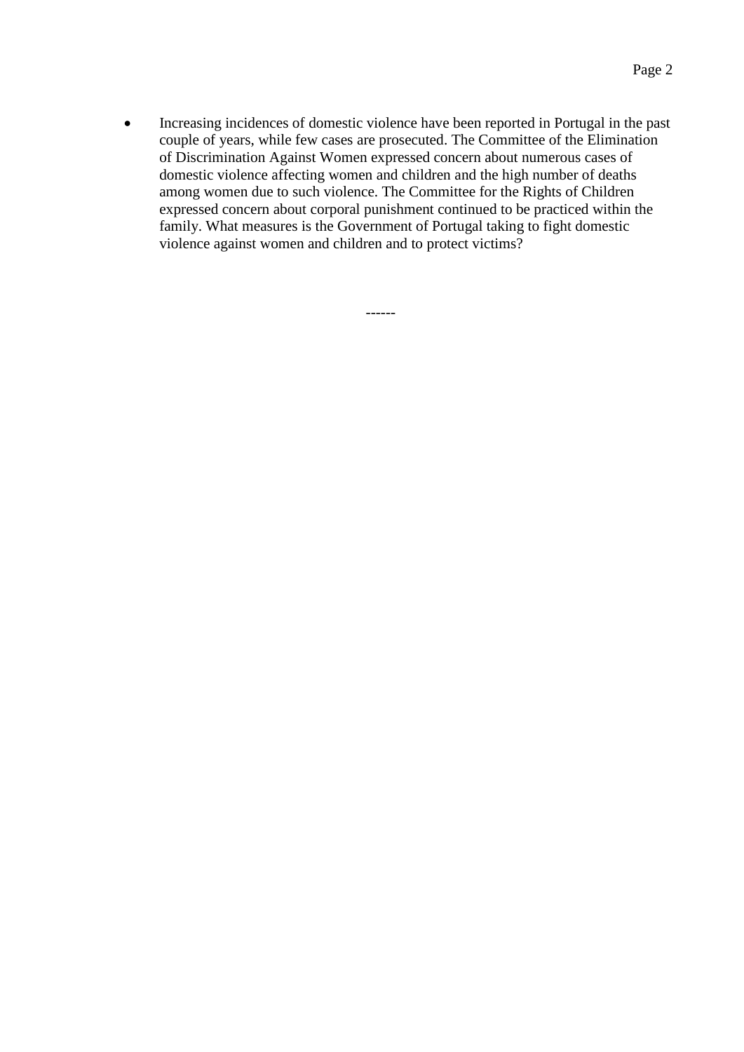- Increasing incidences of domestic violence have been reported in Portugal in the past couple of years, while few cases are prosecuted. The Committee of the Elimination of Discrimination Against Women expressed concern about numerous cases of domestic violence affecting women and children and the high number of deaths among women due to such violence. The Committee for the Rights of Children expressed concern about corporal punishment continued to be practiced within the family. What measures is the Government of Portugal taking to fight domestic violence against women and children and to protect victims?

------